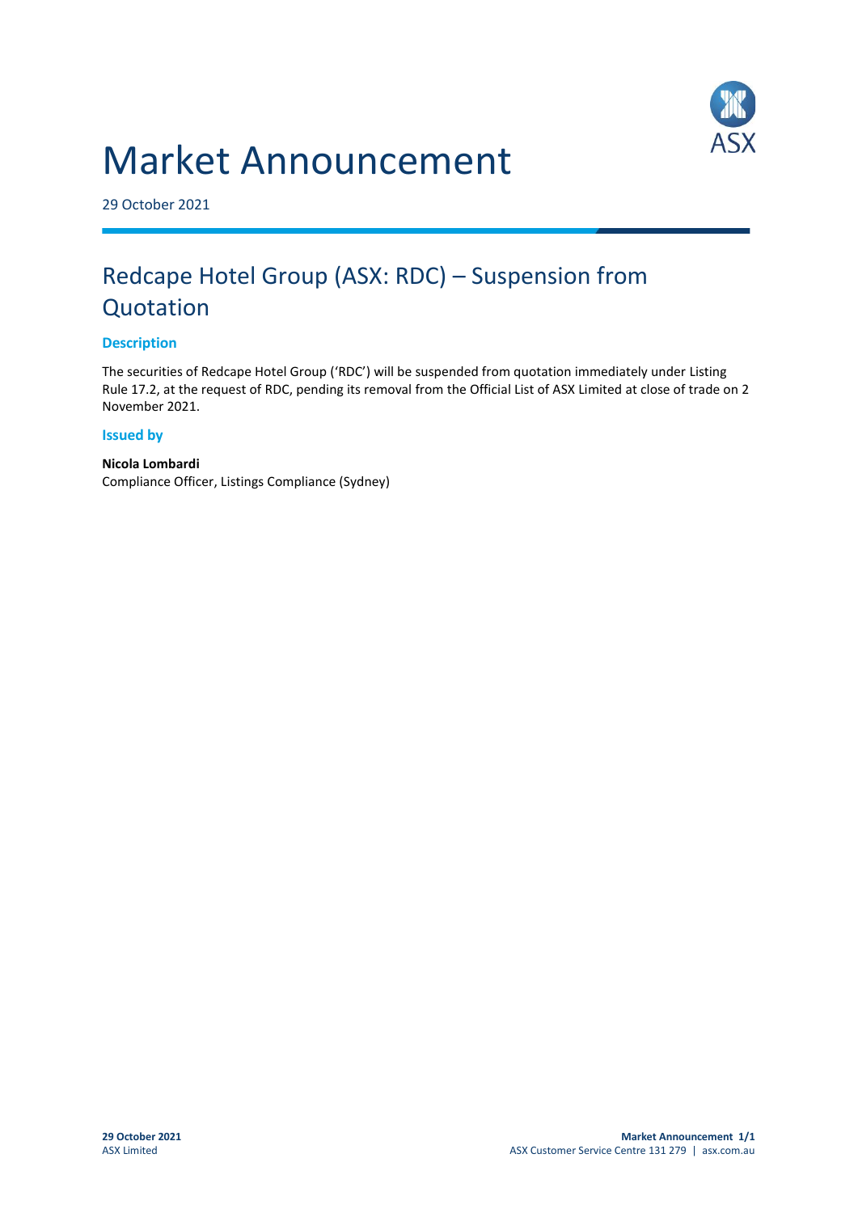# Market Announcement

29 October 2021

## Redcape Hotel Group (ASX: RDC) – Suspension from Quotation

### Description

The securities of Redcape Hotel Group ('RDC') will be suspended from quotation immediately under Listing Rule 17.2, at the request of RDC, pending its removal from the Official List of ASX Limited at close of trade on 2 November 2021.

### Issued by

**Nicola Lombardi**
Compliance Officer, Listings Compliance (Sydney)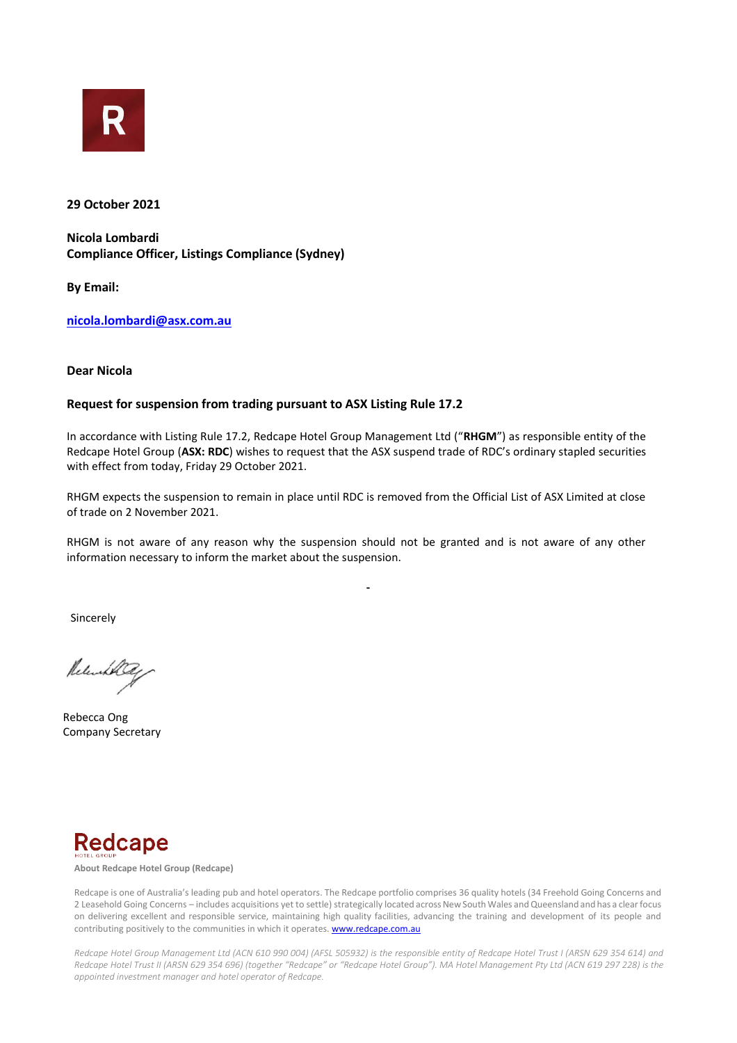**29 October 2021**

**Nicola Lombardi**
**Compliance Officer, Listings Compliance (Sydney)**

**By Email:**

**nicola.lombardi@asx.com.au**

**Dear Nicola**

**Request for suspension from trading pursuant to ASX Listing Rule 17.2**

In accordance with Listing Rule 17.2, Redcape Hotel Group Management Ltd ("**RHGM**") as responsible entity of the Redcape Hotel Group (**ASX: RDC**) wishes to request that the ASX suspend trade of RDC's ordinary stapled securities with effect from today, Friday 29 October 2021.

RHGM expects the suspension to remain in place until RDC is removed from the Official List of ASX Limited at close of trade on 2 November 2021.

RHGM is not aware of any reason why the suspension should not be granted and is not aware of any other information necessary to inform the market about the suspension.

-

Sincerely

Rebecca Ong
Company Secretary

Redcape
HOTEL GROUP

**About Redcape Hotel Group (Redcape)**

Redcape is one of Australia's leading pub and hotel operators. The Redcape portfolio comprises 36 quality hotels (34 Freehold Going Concerns and 2 Leasehold Going Concerns – includes acquisitions yet to settle) strategically located across New South Wales and Queensland and has a clear focus on delivering excellent and responsible service, maintaining high quality facilities, advancing the training and development of its people and contributing positively to the communities in which it operates. www.redcape.com.au

*Redcape Hotel Group Management Ltd (ACN 610 990 004) (AFSL 505932) is the responsible entity of Redcape Hotel Trust I (ARSN 629 354 614) and Redcape Hotel Trust II (ARSN 629 354 696) (together "Redcape" or "Redcape Hotel Group"). MA Hotel Management Pty Ltd (ACN 619 297 228) is the appointed investment manager and hotel operator of Redcape.*